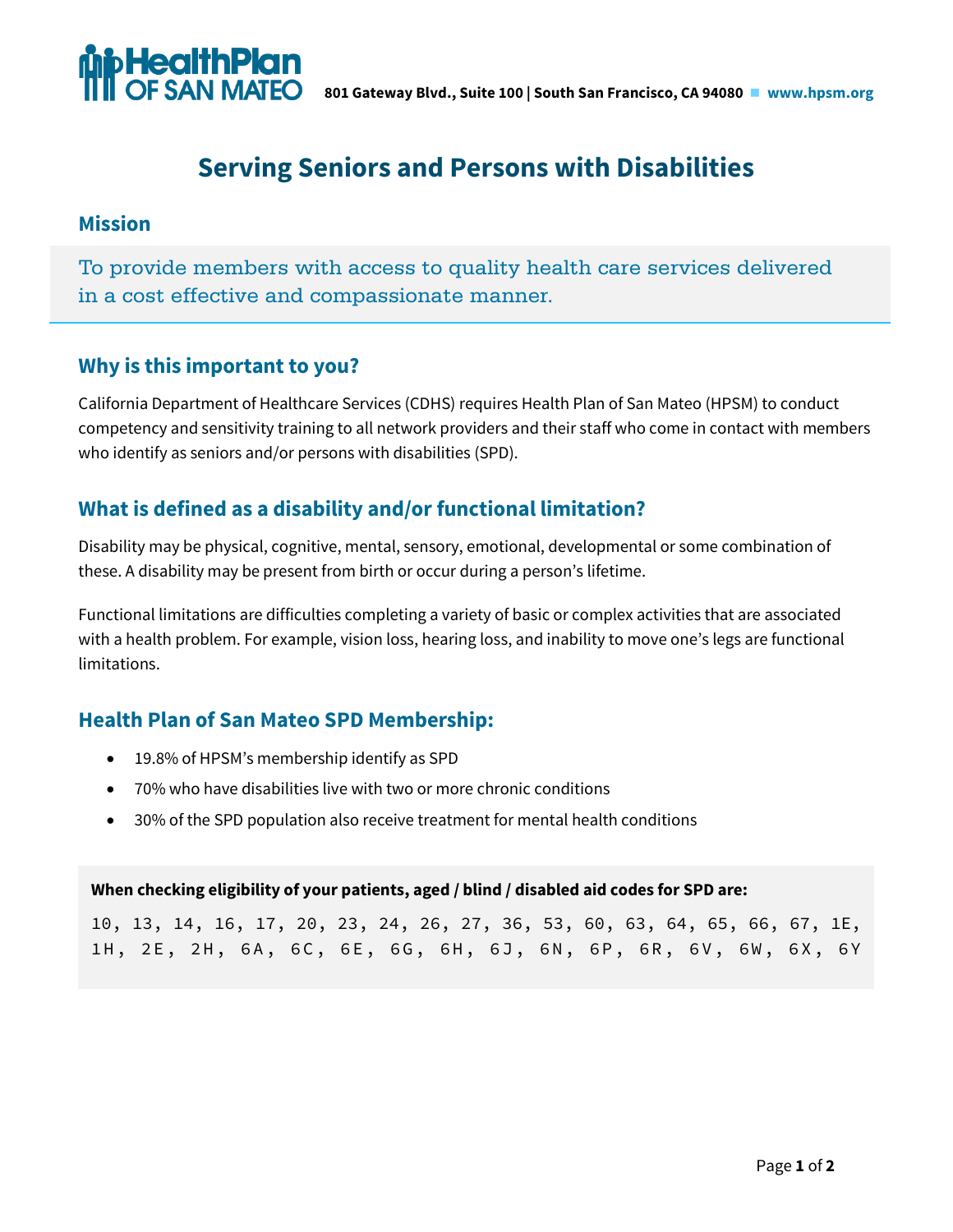HealthPlan OF SAN MATEO

801 Gateway Blvd., Suite 100 | South San Francisco, CA 94080 ■ www.hpsm.org

# Serving Seniors and Persons with Disabilities

## Mission

To provide members with access to quality health care services delivered in a cost effective and compassionate manner.

## Why is this important to you?

California Department of Healthcare Services (CDHS) requires Health Plan of San Mateo (HPSM) to conduct competency and sensitivity training to all network providers and their staff who come in contact with members who identify as seniors and/or persons with disabilities (SPD).

## What is defined as a disability and/or functional limitation?

Disability may be physical, cognitive, mental, sensory, emotional, developmental or some combination of these. A disability may be present from birth or occur during a person's lifetime.

Functional limitations are difficulties completing a variety of basic or complex activities that are associated with a health problem. For example, vision loss, hearing loss, and inability to move one's legs are functional limitations.

## Health Plan of San Mateo SPD Membership:

- 19.8% of HPSM's membership identify as SPD
- 70% who have disabilities live with two or more chronic conditions
- 30% of the SPD population also receive treatment for mental health conditions

**When checking eligibility of your patients, aged / blind / disabled aid codes for SPD are:**

10, 13, 14, 16, 17, 20, 23, 24, 26, 27, 36, 53, 60, 63, 64, 65, 66, 67, 1E, 1H, 2E, 2H, 6A, 6C, 6E, 6G, 6H, 6J, 6N, 6P, 6R, 6V, 6W, 6X, 6Y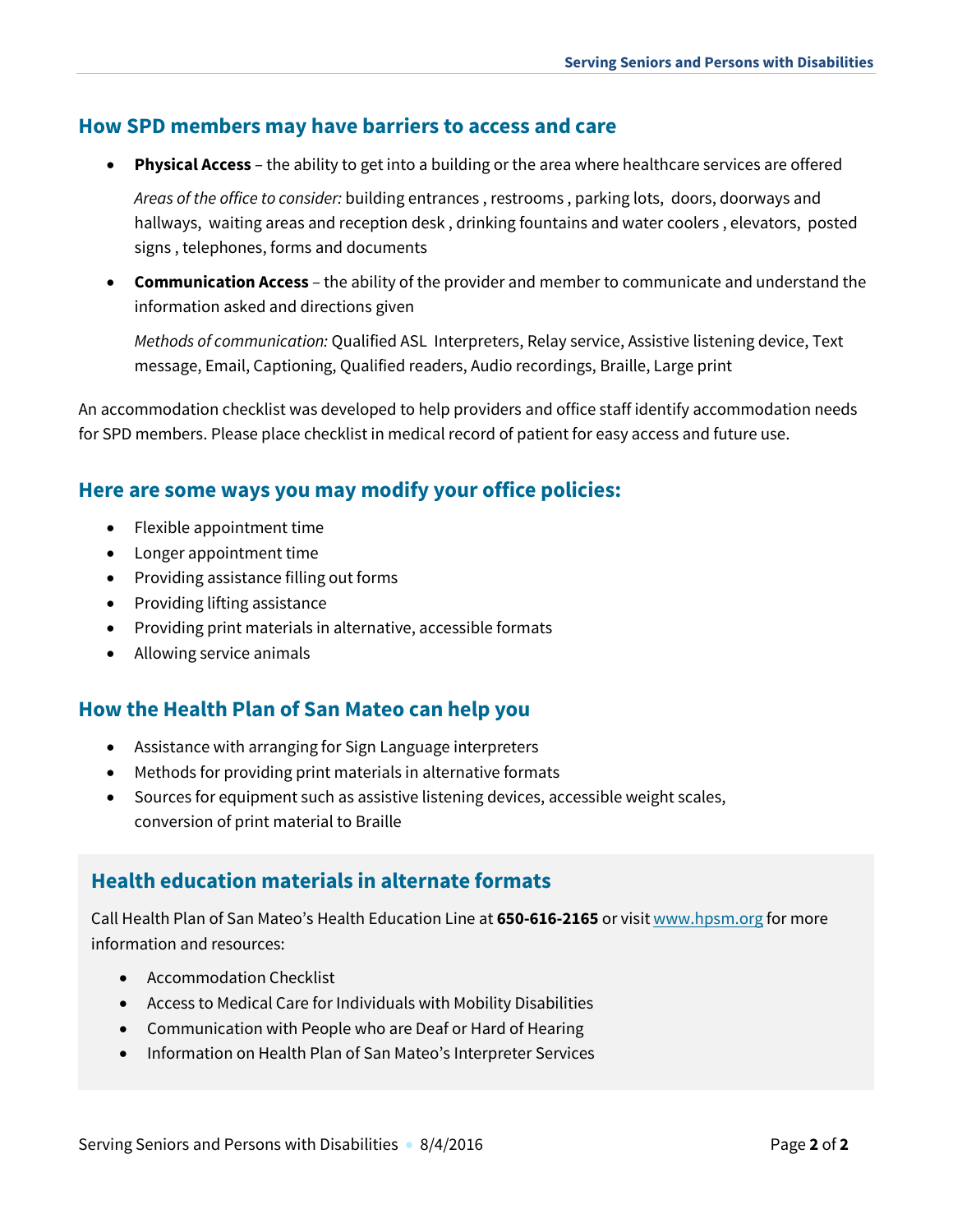## How SPD members may have barriers to access and care

- **Physical Access** – the ability to get into a building or the area where healthcare services are offered

  *Areas of the office to consider:* building entrances , restrooms , parking lots, doors, doorways and hallways, waiting areas and reception desk , drinking fountains and water coolers , elevators, posted signs , telephones, forms and documents

- **Communication Access** – the ability of the provider and member to communicate and understand the information asked and directions given

  *Methods of communication:* Qualified ASL Interpreters, Relay service, Assistive listening device, Text message, Email, Captioning, Qualified readers, Audio recordings, Braille, Large print

An accommodation checklist was developed to help providers and office staff identify accommodation needs for SPD members. Please place checklist in medical record of patient for easy access and future use.

## Here are some ways you may modify your office policies:

- Flexible appointment time
- Longer appointment time
- Providing assistance filling out forms
- Providing lifting assistance
- Providing print materials in alternative, accessible formats
- Allowing service animals

## How the Health Plan of San Mateo can help you

- Assistance with arranging for Sign Language interpreters
- Methods for providing print materials in alternative formats
- Sources for equipment such as assistive listening devices, accessible weight scales, conversion of print material to Braille

## Health education materials in alternate formats

Call Health Plan of San Mateo's Health Education Line at **650-616-2165** or visit www.hpsm.org for more information and resources:

- Accommodation Checklist
- Access to Medical Care for Individuals with Mobility Disabilities
- Communication with People who are Deaf or Hard of Hearing
- Information on Health Plan of San Mateo's Interpreter Services